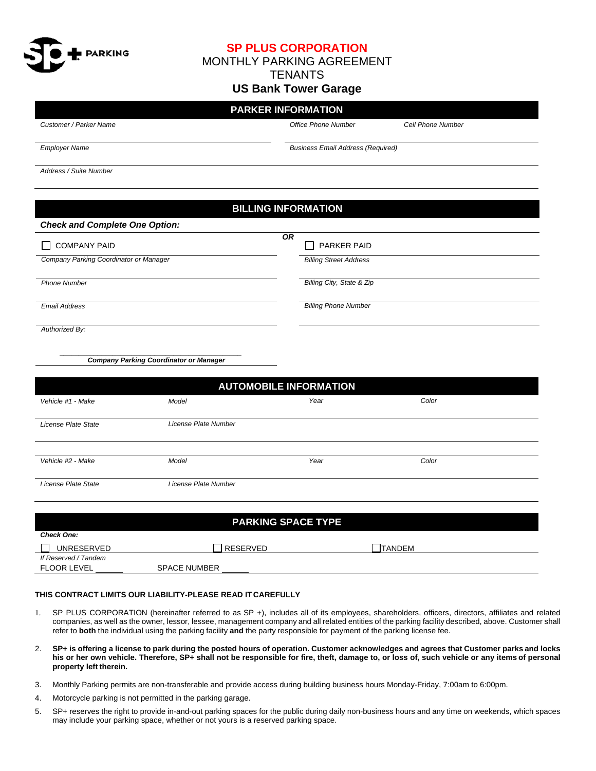SP+ PARKING

# SP PLUS CORPORATION

## MONTHLY PARKING AGREEMENT
## TENANTS
## US Bank Tower Garage

### PARKER INFORMATION

| *Customer / Parker Name* | *Office Phone Number* | *Cell Phone Number* |
|---|---|---|
| *Employer Name* | *Business Email Address (Required)* | |
| *Address / Suite Number* | | |

### BILLING INFORMATION

***Check and Complete One Option:***

| ☐ COMPANY PAID | **OR** | ☐ PARKER PAID |
|---|---|---|
| *Company Parking Coordinator or Manager* | | *Billing Street Address* |
| *Phone Number* | | *Billing City, State & Zip* |
| *Email Address* | | *Billing Phone Number* |
| *Authorized By:* | | |

***Company Parking Coordinator or Manager***

### AUTOMOBILE INFORMATION

| *Vehicle #1 - Make* | *Model* | *Year* | *Color* |
|---|---|---|---|
| *License Plate State* | *License Plate Number* | | |
| *Vehicle #2 - Make* | *Model* | *Year* | *Color* |
| *License Plate State* | *License Plate Number* | | |

### PARKING SPACE TYPE

***Check One:***

☐ UNRESERVED ☐ RESERVED ☐ TANDEM

*If Reserved / Tandem*

FLOOR LEVEL ______ SPACE NUMBER ______

**THIS CONTRACT LIMITS OUR LIABILITY-PLEASE READ IT CAREFULLY**

1. SP PLUS CORPORATION (hereinafter referred to as SP +), includes all of its employees, shareholders, officers, directors, affiliates and related companies, as well as the owner, lessor, lessee, management company and all related entities of the parking facility described, above. Customer shall refer to **both** the individual using the parking facility **and** the party responsible for payment of the parking license fee.
2. **SP+ is offering a license to park during the posted hours of operation. Customer acknowledges and agrees that Customer parks and locks his or her own vehicle. Therefore, SP+ shall not be responsible for fire, theft, damage to, or loss of, such vehicle or any items of personal property left therein.**
3. Monthly Parking permits are non-transferable and provide access during building business hours Monday-Friday, 7:00am to 6:00pm.
4. Motorcycle parking is not permitted in the parking garage.
5. SP+ reserves the right to provide in-and-out parking spaces for the public during daily non-business hours and any time on weekends, which spaces may include your parking space, whether or not yours is a reserved parking space.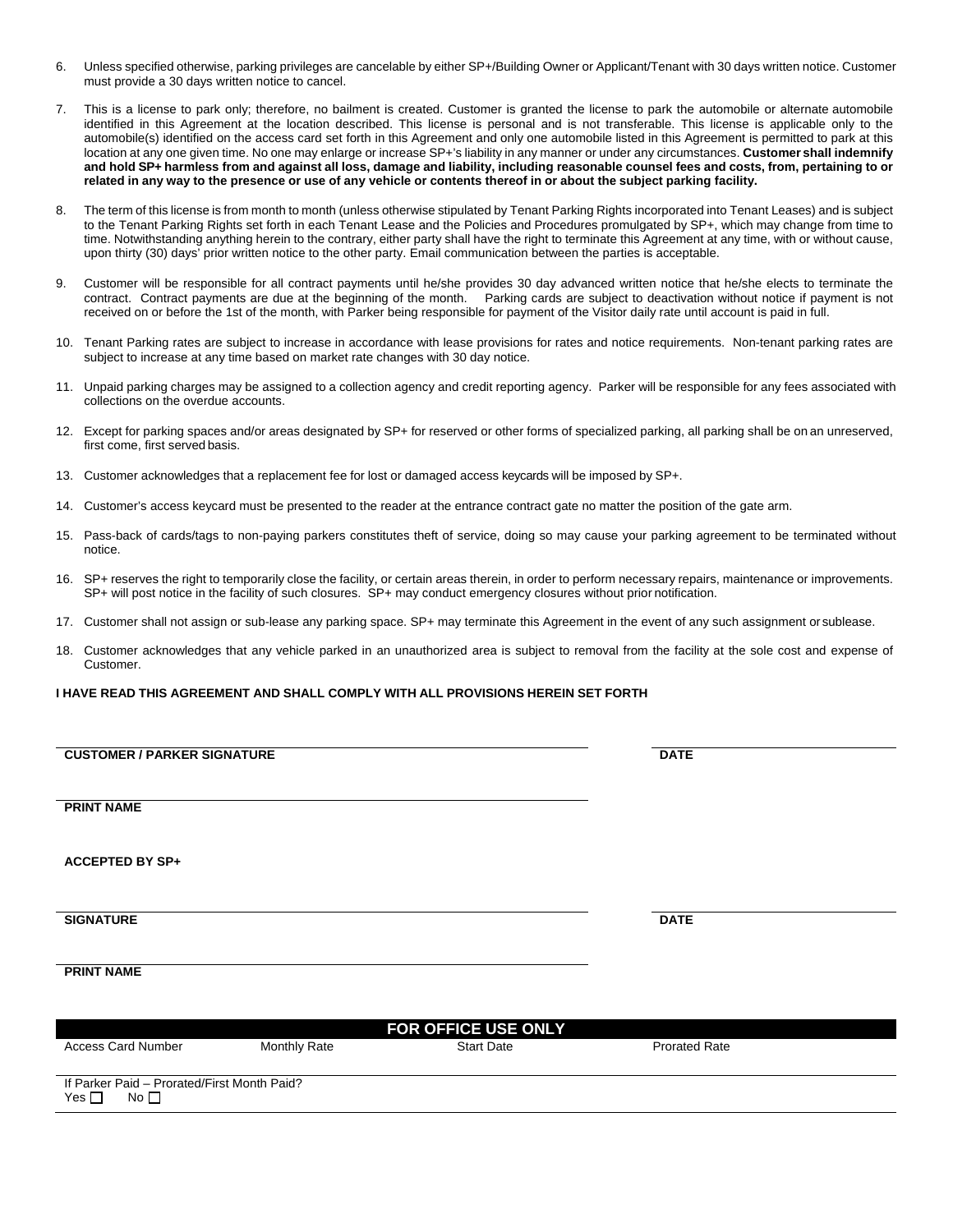6. Unless specified otherwise, parking privileges are cancelable by either SP+/Building Owner or Applicant/Tenant with 30 days written notice. Customer must provide a 30 days written notice to cancel.

7. This is a license to park only; therefore, no bailment is created. Customer is granted the license to park the automobile or alternate automobile identified in this Agreement at the location described. This license is personal and is not transferable. This license is applicable only to the automobile(s) identified on the access card set forth in this Agreement and only one automobile listed in this Agreement is permitted to park at this location at any one given time. No one may enlarge or increase SP+'s liability in any manner or under any circumstances. **Customer shall indemnify and hold SP+ harmless from and against all loss, damage and liability, including reasonable counsel fees and costs, from, pertaining to or related in any way to the presence or use of any vehicle or contents thereof in or about the subject parking facility.**

8. The term of this license is from month to month (unless otherwise stipulated by Tenant Parking Rights incorporated into Tenant Leases) and is subject to the Tenant Parking Rights set forth in each Tenant Lease and the Policies and Procedures promulgated by SP+, which may change from time to time. Notwithstanding anything herein to the contrary, either party shall have the right to terminate this Agreement at any time, with or without cause, upon thirty (30) days' prior written notice to the other party. Email communication between the parties is acceptable.

9. Customer will be responsible for all contract payments until he/she provides 30 day advanced written notice that he/she elects to terminate the contract. Contract payments are due at the beginning of the month. Parking cards are subject to deactivation without notice if payment is not received on or before the 1st of the month, with Parker being responsible for payment of the Visitor daily rate until account is paid in full.

10. Tenant Parking rates are subject to increase in accordance with lease provisions for rates and notice requirements. Non-tenant parking rates are subject to increase at any time based on market rate changes with 30 day notice.

11. Unpaid parking charges may be assigned to a collection agency and credit reporting agency. Parker will be responsible for any fees associated with collections on the overdue accounts.

12. Except for parking spaces and/or areas designated by SP+ for reserved or other forms of specialized parking, all parking shall be on an unreserved, first come, first served basis.

13. Customer acknowledges that a replacement fee for lost or damaged access keycards will be imposed by SP+.

14. Customer's access keycard must be presented to the reader at the entrance contract gate no matter the position of the gate arm.

15. Pass-back of cards/tags to non-paying parkers constitutes theft of service, doing so may cause your parking agreement to be terminated without notice.

16. SP+ reserves the right to temporarily close the facility, or certain areas therein, in order to perform necessary repairs, maintenance or improvements. SP+ will post notice in the facility of such closures. SP+ may conduct emergency closures without prior notification.

17. Customer shall not assign or sub-lease any parking space. SP+ may terminate this Agreement in the event of any such assignment or sublease.

18. Customer acknowledges that any vehicle parked in an unauthorized area is subject to removal from the facility at the sole cost and expense of Customer.

**I HAVE READ THIS AGREEMENT AND SHALL COMPLY WITH ALL PROVISIONS HEREIN SET FORTH**

**CUSTOMER / PARKER SIGNATURE** **DATE**

**PRINT NAME**

**ACCEPTED BY SP+**

**SIGNATURE** **DATE**

**PRINT NAME**

**FOR OFFICE USE ONLY**

| Access Card Number | Monthly Rate | Start Date | Prorated Rate |
|---|---|---|---|
| | | | |

If Parker Paid – Prorated/First Month Paid?
Yes ☐ No ☐